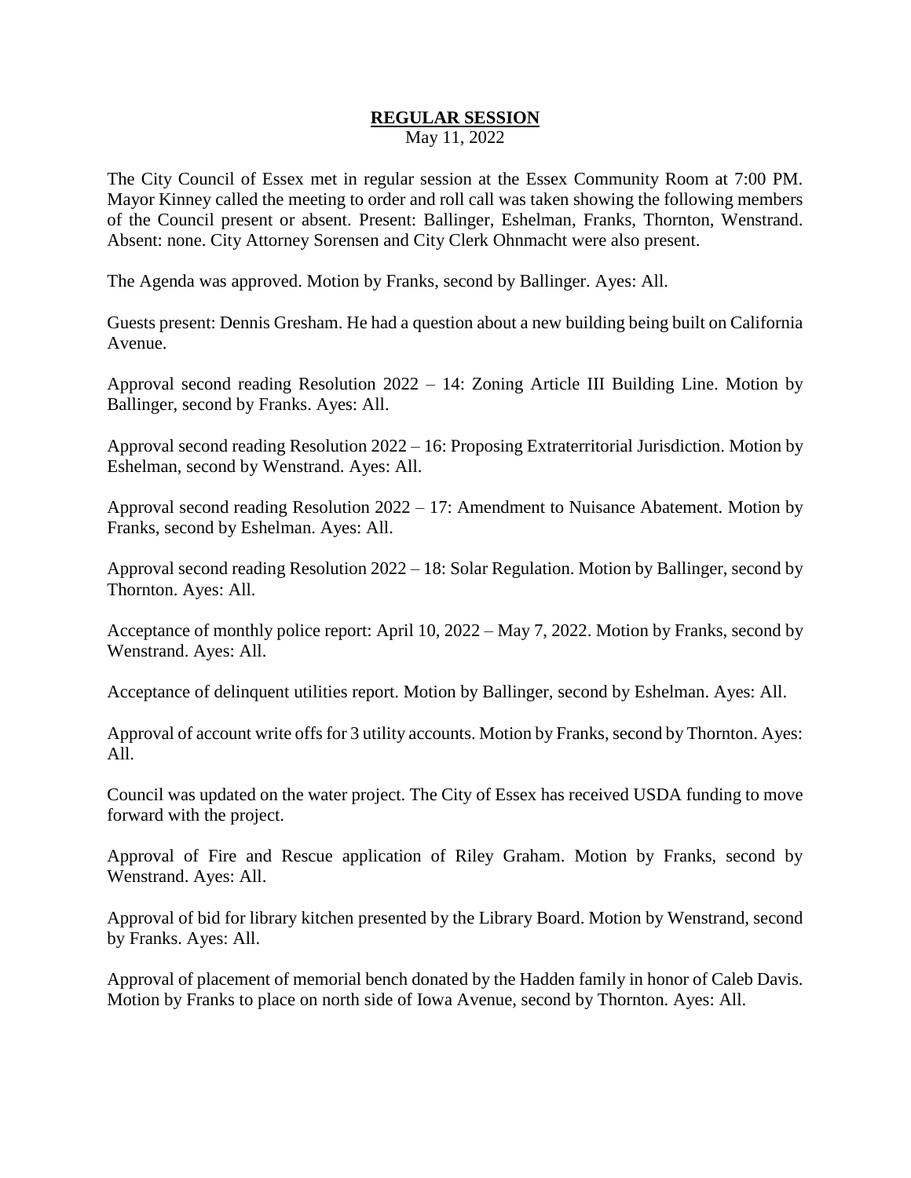# **REGULAR SESSION**

May 11, 2022

The City Council of Essex met in regular session at the Essex Community Room at 7:00 PM. Mayor Kinney called the meeting to order and roll call was taken showing the following members of the Council present or absent. Present: Ballinger, Eshelman, Franks, Thornton, Wenstrand. Absent: none. City Attorney Sorensen and City Clerk Ohnmacht were also present.

The Agenda was approved. Motion by Franks, second by Ballinger. Ayes: All.

Guests present: Dennis Gresham. He had a question about a new building being built on California Avenue.

Approval second reading Resolution 2022 – 14: Zoning Article III Building Line. Motion by Ballinger, second by Franks. Ayes: All.

Approval second reading Resolution 2022 – 16: Proposing Extraterritorial Jurisdiction. Motion by Eshelman, second by Wenstrand. Ayes: All.

Approval second reading Resolution 2022 – 17: Amendment to Nuisance Abatement. Motion by Franks, second by Eshelman. Ayes: All.

Approval second reading Resolution 2022 – 18: Solar Regulation. Motion by Ballinger, second by Thornton. Ayes: All.

Acceptance of monthly police report: April 10, 2022 – May 7, 2022. Motion by Franks, second by Wenstrand. Ayes: All.

Acceptance of delinquent utilities report. Motion by Ballinger, second by Eshelman. Ayes: All.

Approval of account write offs for 3 utility accounts. Motion by Franks, second by Thornton. Ayes: All.

Council was updated on the water project. The City of Essex has received USDA funding to move forward with the project.

Approval of Fire and Rescue application of Riley Graham. Motion by Franks, second by Wenstrand. Ayes: All.

Approval of bid for library kitchen presented by the Library Board. Motion by Wenstrand, second by Franks. Ayes: All.

Approval of placement of memorial bench donated by the Hadden family in honor of Caleb Davis. Motion by Franks to place on north side of Iowa Avenue, second by Thornton. Ayes: All.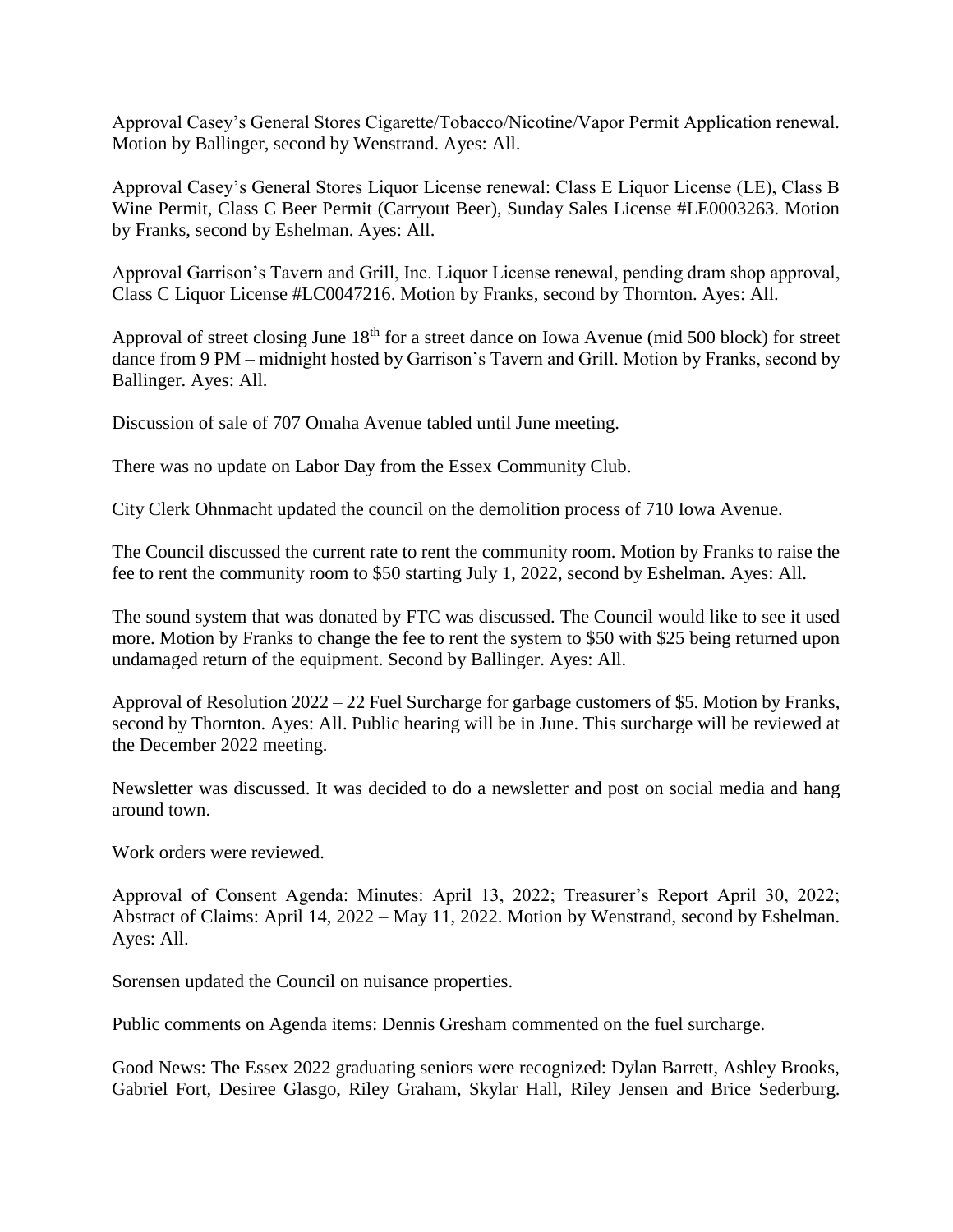Approval Casey's General Stores Cigarette/Tobacco/Nicotine/Vapor Permit Application renewal. Motion by Ballinger, second by Wenstrand. Ayes: All.

Approval Casey's General Stores Liquor License renewal: Class E Liquor License (LE), Class B Wine Permit, Class C Beer Permit (Carryout Beer), Sunday Sales License #LE0003263. Motion by Franks, second by Eshelman. Ayes: All.

Approval Garrison's Tavern and Grill, Inc. Liquor License renewal, pending dram shop approval, Class C Liquor License #LC0047216. Motion by Franks, second by Thornton. Ayes: All.

Approval of street closing June 18th for a street dance on Iowa Avenue (mid 500 block) for street dance from 9 PM – midnight hosted by Garrison's Tavern and Grill. Motion by Franks, second by Ballinger. Ayes: All.

Discussion of sale of 707 Omaha Avenue tabled until June meeting.

There was no update on Labor Day from the Essex Community Club.

City Clerk Ohnmacht updated the council on the demolition process of 710 Iowa Avenue.

The Council discussed the current rate to rent the community room. Motion by Franks to raise the fee to rent the community room to $50 starting July 1, 2022, second by Eshelman. Ayes: All.

The sound system that was donated by FTC was discussed. The Council would like to see it used more. Motion by Franks to change the fee to rent the system to $50 with $25 being returned upon undamaged return of the equipment. Second by Ballinger. Ayes: All.

Approval of Resolution 2022 – 22 Fuel Surcharge for garbage customers of $5. Motion by Franks, second by Thornton. Ayes: All. Public hearing will be in June. This surcharge will be reviewed at the December 2022 meeting.

Newsletter was discussed. It was decided to do a newsletter and post on social media and hang around town.

Work orders were reviewed.

Approval of Consent Agenda: Minutes: April 13, 2022; Treasurer's Report April 30, 2022; Abstract of Claims: April 14, 2022 – May 11, 2022. Motion by Wenstrand, second by Eshelman. Ayes: All.

Sorensen updated the Council on nuisance properties.

Public comments on Agenda items: Dennis Gresham commented on the fuel surcharge.

Good News: The Essex 2022 graduating seniors were recognized: Dylan Barrett, Ashley Brooks, Gabriel Fort, Desiree Glasgo, Riley Graham, Skylar Hall, Riley Jensen and Brice Sederburg.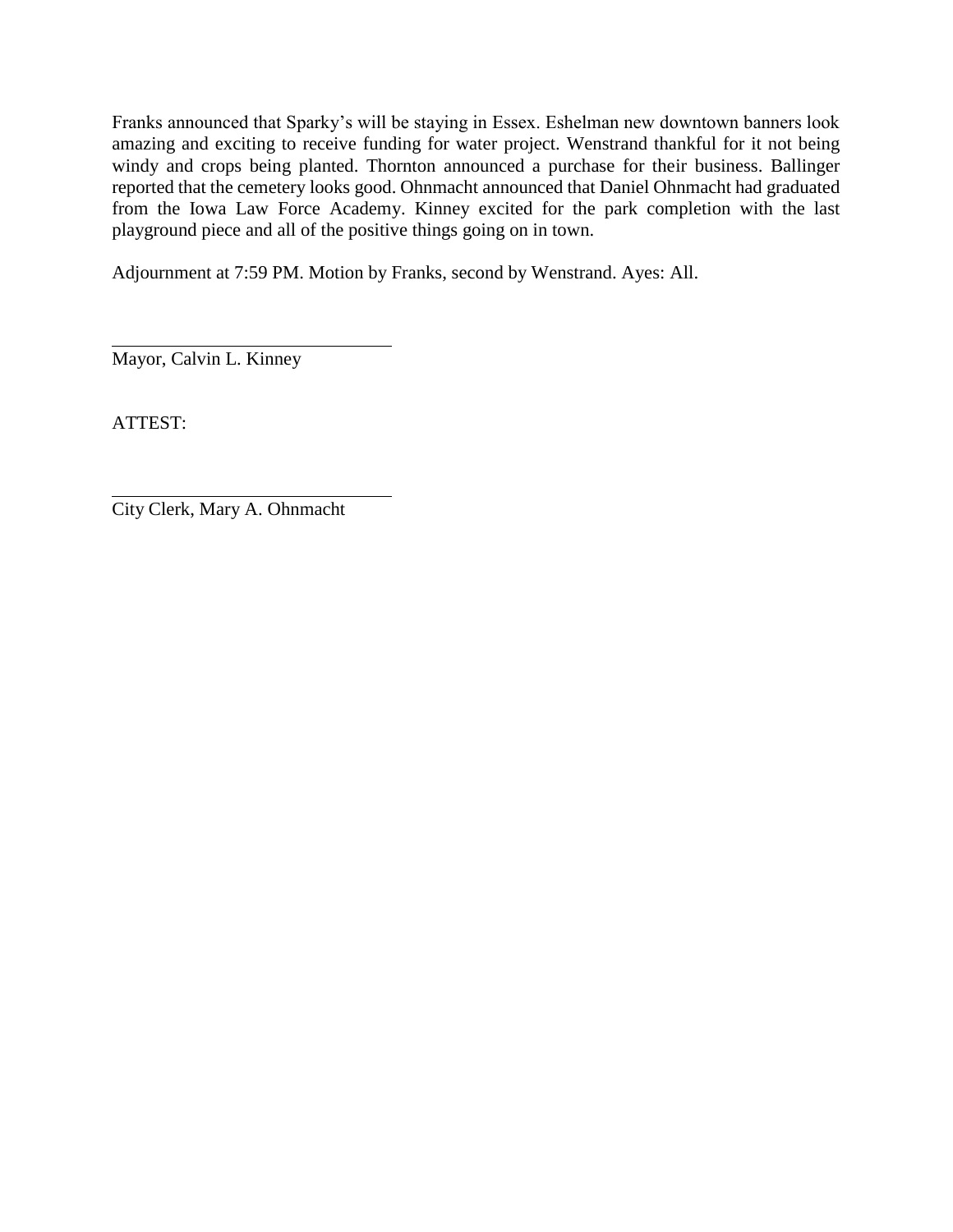Franks announced that Sparky's will be staying in Essex. Eshelman new downtown banners look amazing and exciting to receive funding for water project. Wenstrand thankful for it not being windy and crops being planted. Thornton announced a purchase for their business. Ballinger reported that the cemetery looks good. Ohnmacht announced that Daniel Ohnmacht had graduated from the Iowa Law Force Academy. Kinney excited for the park completion with the last playground piece and all of the positive things going on in town.

Adjournment at 7:59 PM. Motion by Franks, second by Wenstrand. Ayes: All.

______________________________

Mayor, Calvin L. Kinney

ATTEST:

______________________________

City Clerk, Mary A. Ohnmacht